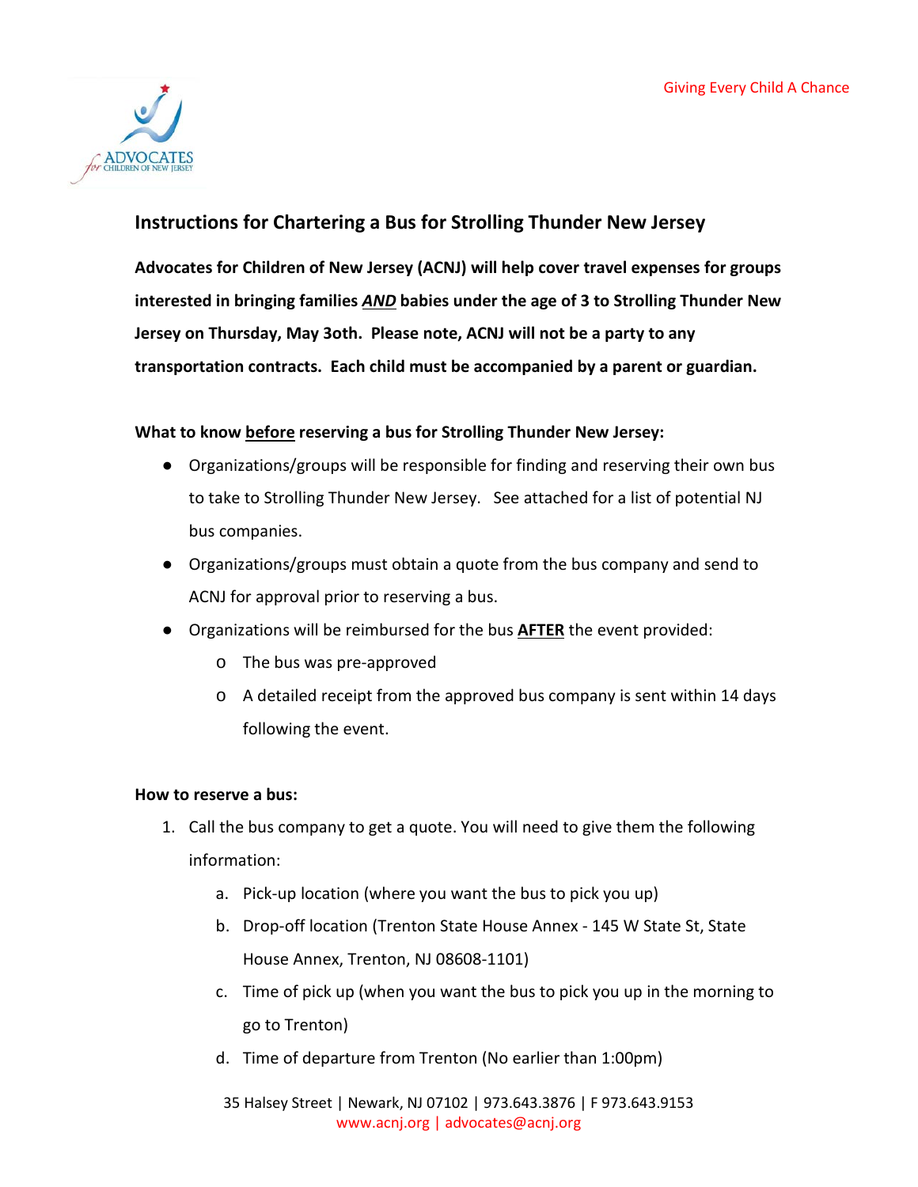Giving Every Child A Chance

## Instructions for Chartering a Bus for Strolling Thunder New Jersey

**Advocates for Children of New Jersey (ACNJ) will help cover travel expenses for groups interested in bringing families _AND_ babies under the age of 3 to Strolling Thunder New Jersey on Thursday, May 3oth. Please note, ACNJ will not be a party to any transportation contracts. Each child must be accompanied by a parent or guardian.**

**What to know before reserving a bus for Strolling Thunder New Jersey:**

- Organizations/groups will be responsible for finding and reserving their own bus to take to Strolling Thunder New Jersey. See attached for a list of potential NJ bus companies.
- Organizations/groups must obtain a quote from the bus company and send to ACNJ for approval prior to reserving a bus.
- Organizations will be reimbursed for the bus **AFTER** the event provided:
  - The bus was pre-approved
  - A detailed receipt from the approved bus company is sent within 14 days following the event.

**How to reserve a bus:**

1. Call the bus company to get a quote. You will need to give them the following information:
   a. Pick-up location (where you want the bus to pick you up)
   b. Drop-off location (Trenton State House Annex - 145 W State St, State House Annex, Trenton, NJ 08608-1101)
   c. Time of pick up (when you want the bus to pick you up in the morning to go to Trenton)
   d. Time of departure from Trenton (No earlier than 1:00pm)

35 Halsey Street | Newark, NJ 07102 | 973.643.3876 | F 973.643.9153
www.acnj.org | advocates@acnj.org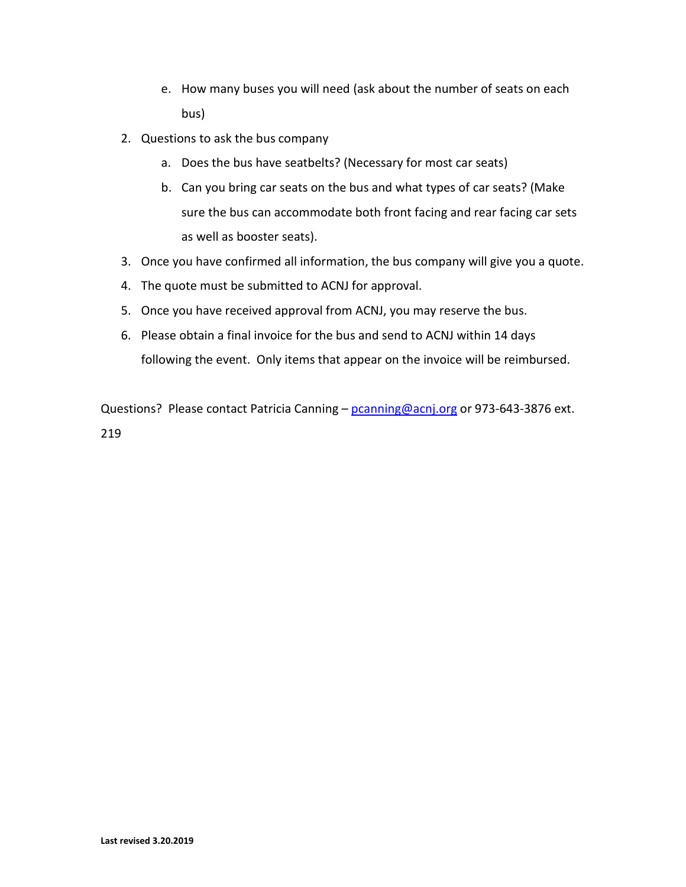e. How many buses you will need (ask about the number of seats on each bus)

2. Questions to ask the bus company
   a. Does the bus have seatbelts? (Necessary for most car seats)
   b. Can you bring car seats on the bus and what types of car seats? (Make sure the bus can accommodate both front facing and rear facing car sets as well as booster seats).
3. Once you have confirmed all information, the bus company will give you a quote.
4. The quote must be submitted to ACNJ for approval.
5. Once you have received approval from ACNJ, you may reserve the bus.
6. Please obtain a final invoice for the bus and send to ACNJ within 14 days following the event. Only items that appear on the invoice will be reimbursed.

Questions? Please contact Patricia Canning – [pcanning@acnj.org](mailto:pcanning@acnj.org) or 973-643-3876 ext. 219

**Last revised 3.20.2019**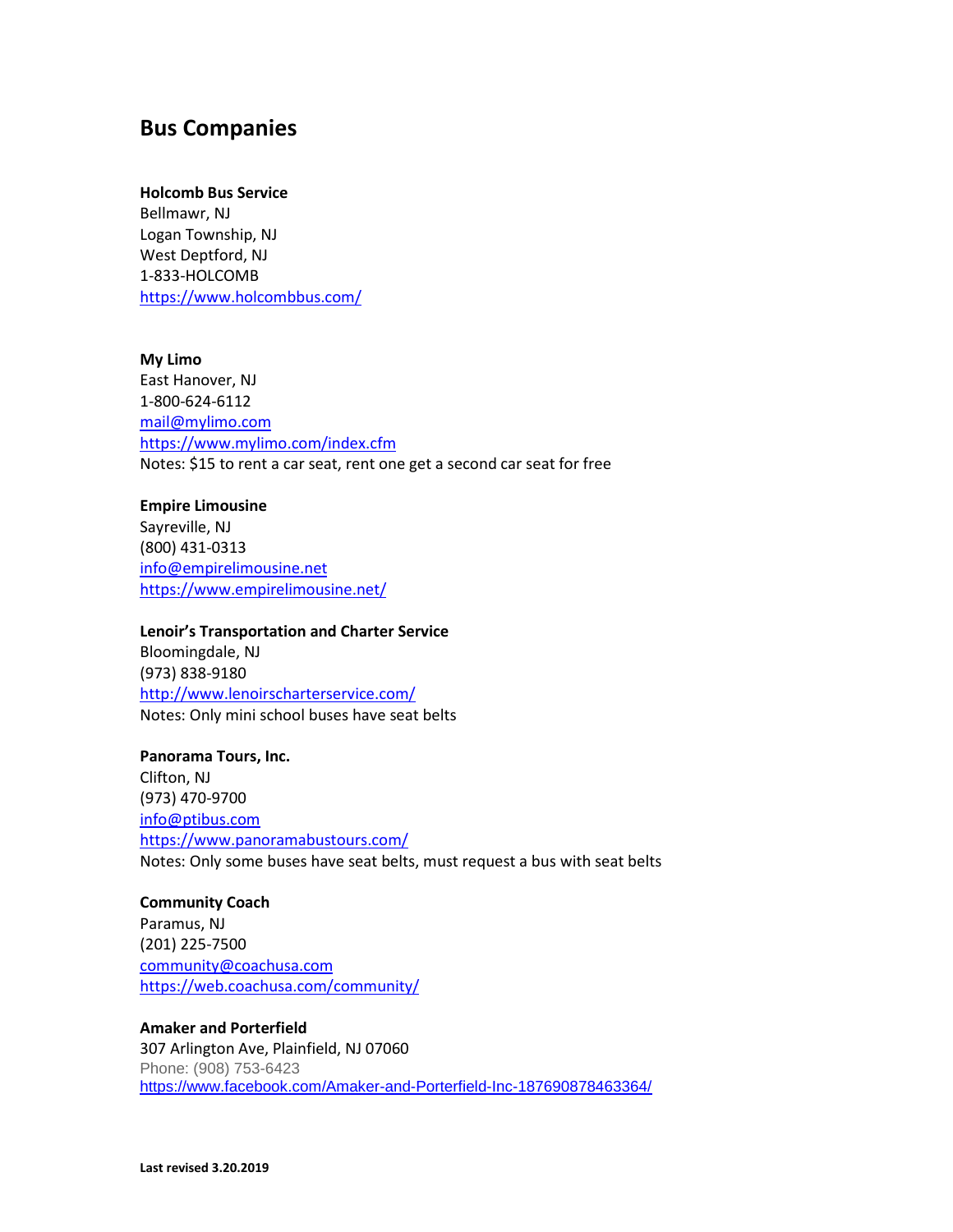## Bus Companies

**Holcomb Bus Service**
Bellmawr, NJ
Logan Township, NJ
West Deptford, NJ
1-833-HOLCOMB
https://www.holcombbus.com/

**My Limo**
East Hanover, NJ
1-800-624-6112
mail@mylimo.com
https://www.mylimo.com/index.cfm
Notes: $15 to rent a car seat, rent one get a second car seat for free

**Empire Limousine**
Sayreville, NJ
(800) 431-0313
info@empirelimousine.net
https://www.empirelimousine.net/

**Lenoir's Transportation and Charter Service**
Bloomingdale, NJ
(973) 838-9180
http://www.lenoirscharterservice.com/
Notes: Only mini school buses have seat belts

**Panorama Tours, Inc.**
Clifton, NJ
(973) 470-9700
info@ptibus.com
https://www.panoramabustours.com/
Notes: Only some buses have seat belts, must request a bus with seat belts

**Community Coach**
Paramus, NJ
(201) 225-7500
community@coachusa.com
https://web.coachusa.com/community/

**Amaker and Porterfield**
307 Arlington Ave, Plainfield, NJ 07060
Phone: (908) 753-6423
https://www.facebook.com/Amaker-and-Porterfield-Inc-187690878463364/

**Last revised 3.20.2019**